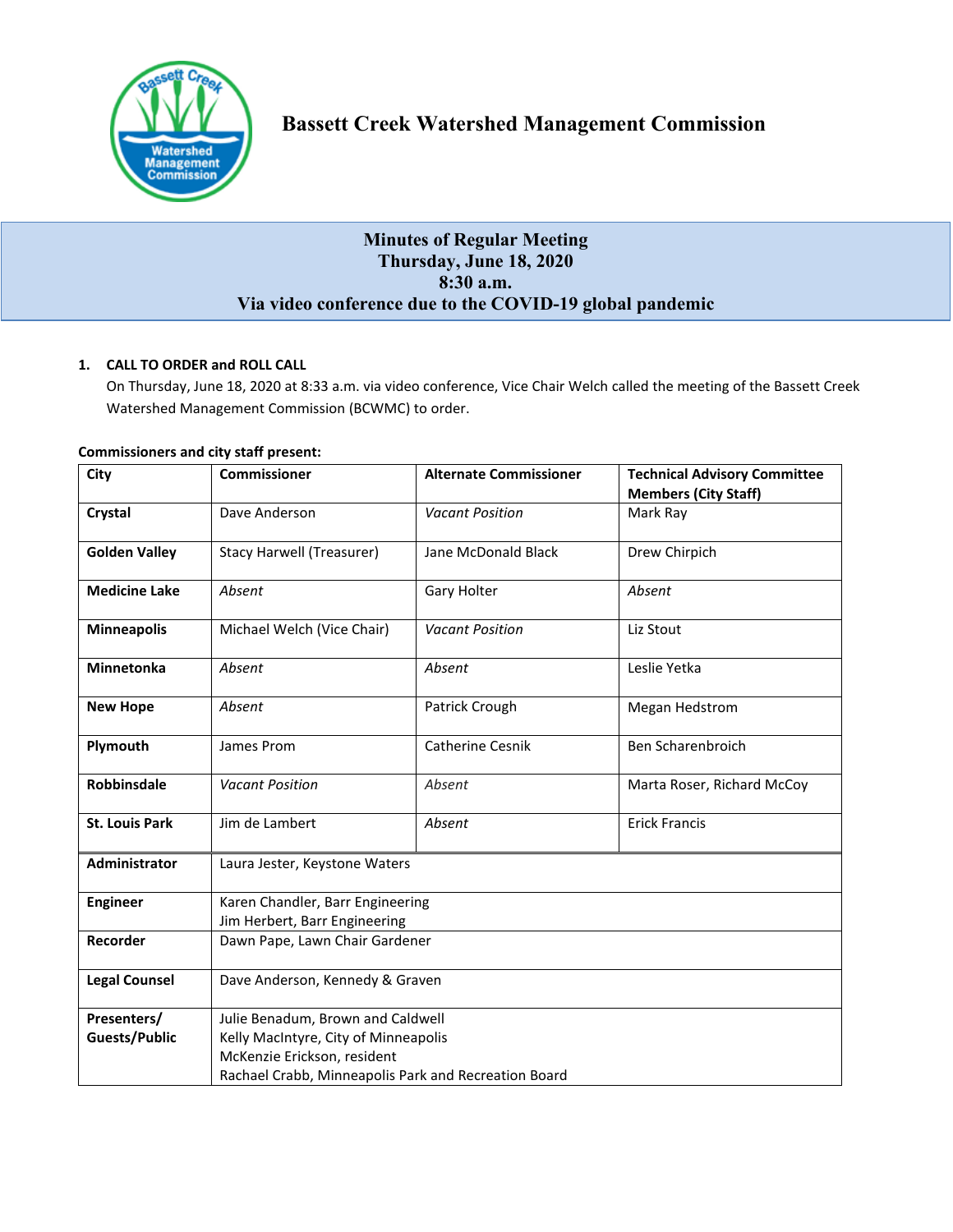# Bassett Creek Watershed Management Commission

## Minutes of Regular Meeting
## Thursday, June 18, 2020
## 8:30 a.m.
## Via video conference due to the COVID-19 global pandemic

**1. CALL TO ORDER and ROLL CALL**

On Thursday, June 18, 2020 at 8:33 a.m. via video conference, Vice Chair Welch called the meeting of the Bassett Creek Watershed Management Commission (BCWMC) to order.

**Commissioners and city staff present:**

| City | Commissioner | Alternate Commissioner | Technical Advisory Committee Members (City Staff) |
|---|---|---|---|
| **Crystal** | Dave Anderson | *Vacant Position* | Mark Ray |
| **Golden Valley** | Stacy Harwell (Treasurer) | Jane McDonald Black | Drew Chirpich |
| **Medicine Lake** | *Absent* | Gary Holter | *Absent* |
| **Minneapolis** | Michael Welch (Vice Chair) | *Vacant Position* | Liz Stout |
| **Minnetonka** | *Absent* | *Absent* | Leslie Yetka |
| **New Hope** | *Absent* | Patrick Crough | Megan Hedstrom |
| **Plymouth** | James Prom | Catherine Cesnik | Ben Scharenbroich |
| **Robbinsdale** | *Vacant Position* | *Absent* | Marta Roser, Richard McCoy |
| **St. Louis Park** | Jim de Lambert | *Absent* | Erick Francis |
| **Administrator** | Laura Jester, Keystone Waters | | |
| **Engineer** | Karen Chandler, Barr Engineering<br>Jim Herbert, Barr Engineering | | |
| **Recorder** | Dawn Pape, Lawn Chair Gardener | | |
| **Legal Counsel** | Dave Anderson, Kennedy & Graven | | |
| **Presenters/ Guests/Public** | Julie Benadum, Brown and Caldwell<br>Kelly MacIntyre, City of Minneapolis<br>McKenzie Erickson, resident<br>Rachael Crabb, Minneapolis Park and Recreation Board | | |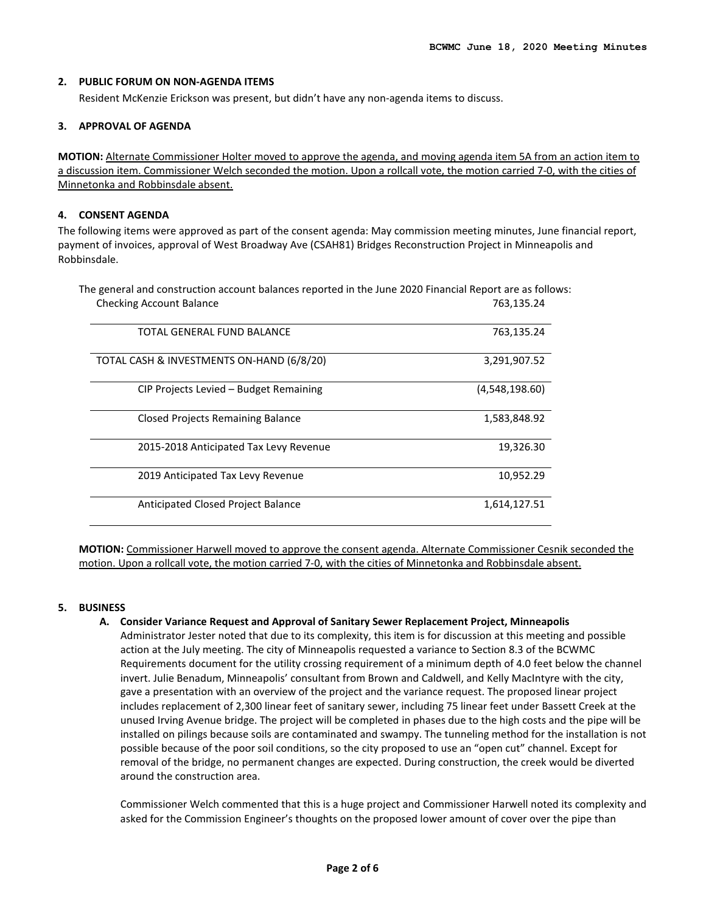## 2. PUBLIC FORUM ON NON-AGENDA ITEMS

Resident McKenzie Erickson was present, but didn't have any non-agenda items to discuss.

## 3. APPROVAL OF AGENDA

**MOTION:** Alternate Commissioner Holter moved to approve the agenda, and moving agenda item 5A from an action item to a discussion item. Commissioner Welch seconded the motion. Upon a rollcall vote, the motion carried 7-0, with the cities of Minnetonka and Robbinsdale absent.

## 4. CONSENT AGENDA

The following items were approved as part of the consent agenda: May commission meeting minutes, June financial report, payment of invoices, approval of West Broadway Ave (CSAH81) Bridges Reconstruction Project in Minneapolis and Robbinsdale.

The general and construction account balances reported in the June 2020 Financial Report are as follows:

| | |
|---|---|
| Checking Account Balance | 763,135.24 |
| TOTAL GENERAL FUND BALANCE | 763,135.24 |
| TOTAL CASH & INVESTMENTS ON-HAND (6/8/20) | 3,291,907.52 |
| CIP Projects Levied – Budget Remaining | (4,548,198.60) |
| Closed Projects Remaining Balance | 1,583,848.92 |
| 2015-2018 Anticipated Tax Levy Revenue | 19,326.30 |
| 2019 Anticipated Tax Levy Revenue | 10,952.29 |
| Anticipated Closed Project Balance | 1,614,127.51 |

**MOTION:** Commissioner Harwell moved to approve the consent agenda. Alternate Commissioner Cesnik seconded the motion. Upon a rollcall vote, the motion carried 7-0, with the cities of Minnetonka and Robbinsdale absent.

## 5. BUSINESS

### A. Consider Variance Request and Approval of Sanitary Sewer Replacement Project, Minneapolis

Administrator Jester noted that due to its complexity, this item is for discussion at this meeting and possible action at the July meeting. The city of Minneapolis requested a variance to Section 8.3 of the BCWMC Requirements document for the utility crossing requirement of a minimum depth of 4.0 feet below the channel invert. Julie Benadum, Minneapolis' consultant from Brown and Caldwell, and Kelly MacIntyre with the city, gave a presentation with an overview of the project and the variance request. The proposed linear project includes replacement of 2,300 linear feet of sanitary sewer, including 75 linear feet under Bassett Creek at the unused Irving Avenue bridge. The project will be completed in phases due to the high costs and the pipe will be installed on pilings because soils are contaminated and swampy. The tunneling method for the installation is not possible because of the poor soil conditions, so the city proposed to use an "open cut" channel. Except for removal of the bridge, no permanent changes are expected. During construction, the creek would be diverted around the construction area.

Commissioner Welch commented that this is a huge project and Commissioner Harwell noted its complexity and asked for the Commission Engineer's thoughts on the proposed lower amount of cover over the pipe than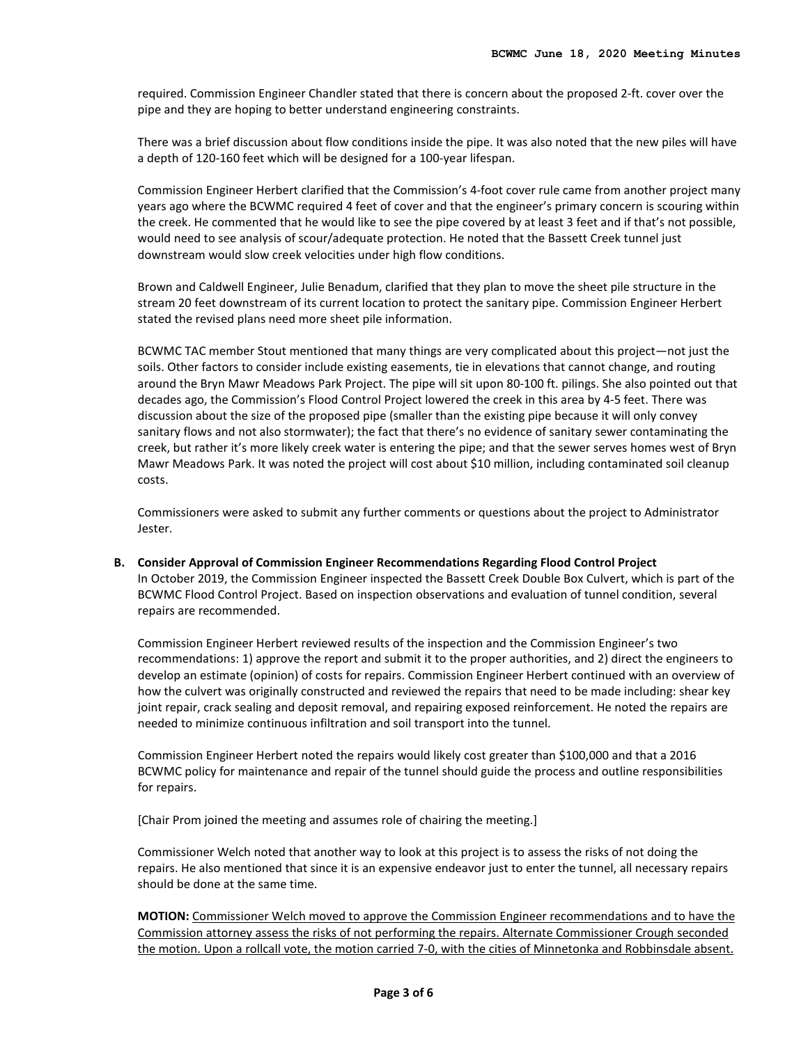required. Commission Engineer Chandler stated that there is concern about the proposed 2-ft. cover over the pipe and they are hoping to better understand engineering constraints.

There was a brief discussion about flow conditions inside the pipe. It was also noted that the new piles will have a depth of 120-160 feet which will be designed for a 100-year lifespan.

Commission Engineer Herbert clarified that the Commission's 4-foot cover rule came from another project many years ago where the BCWMC required 4 feet of cover and that the engineer's primary concern is scouring within the creek. He commented that he would like to see the pipe covered by at least 3 feet and if that's not possible, would need to see analysis of scour/adequate protection. He noted that the Bassett Creek tunnel just downstream would slow creek velocities under high flow conditions.

Brown and Caldwell Engineer, Julie Benadum, clarified that they plan to move the sheet pile structure in the stream 20 feet downstream of its current location to protect the sanitary pipe. Commission Engineer Herbert stated the revised plans need more sheet pile information.

BCWMC TAC member Stout mentioned that many things are very complicated about this project—not just the soils. Other factors to consider include existing easements, tie in elevations that cannot change, and routing around the Bryn Mawr Meadows Park Project. The pipe will sit upon 80-100 ft. pilings. She also pointed out that decades ago, the Commission's Flood Control Project lowered the creek in this area by 4-5 feet. There was discussion about the size of the proposed pipe (smaller than the existing pipe because it will only convey sanitary flows and not also stormwater); the fact that there's no evidence of sanitary sewer contaminating the creek, but rather it's more likely creek water is entering the pipe; and that the sewer serves homes west of Bryn Mawr Meadows Park. It was noted the project will cost about $10 million, including contaminated soil cleanup costs.

Commissioners were asked to submit any further comments or questions about the project to Administrator Jester.

**B. Consider Approval of Commission Engineer Recommendations Regarding Flood Control Project**

In October 2019, the Commission Engineer inspected the Bassett Creek Double Box Culvert, which is part of the BCWMC Flood Control Project. Based on inspection observations and evaluation of tunnel condition, several repairs are recommended.

Commission Engineer Herbert reviewed results of the inspection and the Commission Engineer's two recommendations: 1) approve the report and submit it to the proper authorities, and 2) direct the engineers to develop an estimate (opinion) of costs for repairs. Commission Engineer Herbert continued with an overview of how the culvert was originally constructed and reviewed the repairs that need to be made including: shear key joint repair, crack sealing and deposit removal, and repairing exposed reinforcement. He noted the repairs are needed to minimize continuous infiltration and soil transport into the tunnel.

Commission Engineer Herbert noted the repairs would likely cost greater than $100,000 and that a 2016 BCWMC policy for maintenance and repair of the tunnel should guide the process and outline responsibilities for repairs.

[Chair Prom joined the meeting and assumes role of chairing the meeting.]

Commissioner Welch noted that another way to look at this project is to assess the risks of not doing the repairs. He also mentioned that since it is an expensive endeavor just to enter the tunnel, all necessary repairs should be done at the same time.

**MOTION:** <u>Commissioner Welch moved to approve the Commission Engineer recommendations and to have the Commission attorney assess the risks of not performing the repairs. Alternate Commissioner Crough seconded the motion. Upon a rollcall vote, the motion carried 7-0, with the cities of Minnetonka and Robbinsdale absent.</u>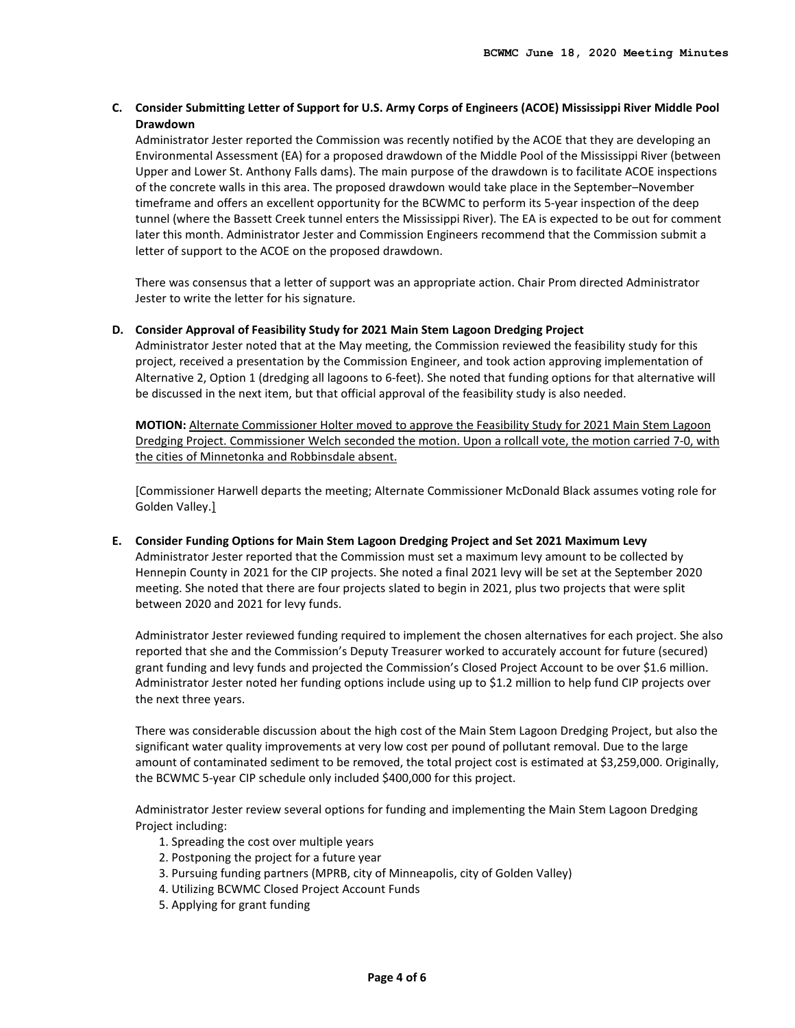**C. Consider Submitting Letter of Support for U.S. Army Corps of Engineers (ACOE) Mississippi River Middle Pool Drawdown**

Administrator Jester reported the Commission was recently notified by the ACOE that they are developing an Environmental Assessment (EA) for a proposed drawdown of the Middle Pool of the Mississippi River (between Upper and Lower St. Anthony Falls dams). The main purpose of the drawdown is to facilitate ACOE inspections of the concrete walls in this area. The proposed drawdown would take place in the September–November timeframe and offers an excellent opportunity for the BCWMC to perform its 5-year inspection of the deep tunnel (where the Bassett Creek tunnel enters the Mississippi River). The EA is expected to be out for comment later this month. Administrator Jester and Commission Engineers recommend that the Commission submit a letter of support to the ACOE on the proposed drawdown.

There was consensus that a letter of support was an appropriate action. Chair Prom directed Administrator Jester to write the letter for his signature.

**D. Consider Approval of Feasibility Study for 2021 Main Stem Lagoon Dredging Project**

Administrator Jester noted that at the May meeting, the Commission reviewed the feasibility study for this project, received a presentation by the Commission Engineer, and took action approving implementation of Alternative 2, Option 1 (dredging all lagoons to 6-feet). She noted that funding options for that alternative will be discussed in the next item, but that official approval of the feasibility study is also needed.

**MOTION:** Alternate Commissioner Holter moved to approve the Feasibility Study for 2021 Main Stem Lagoon Dredging Project. Commissioner Welch seconded the motion. Upon a rollcall vote, the motion carried 7-0, with the cities of Minnetonka and Robbinsdale absent.

[Commissioner Harwell departs the meeting; Alternate Commissioner McDonald Black assumes voting role for Golden Valley.]

**E. Consider Funding Options for Main Stem Lagoon Dredging Project and Set 2021 Maximum Levy**

Administrator Jester reported that the Commission must set a maximum levy amount to be collected by Hennepin County in 2021 for the CIP projects. She noted a final 2021 levy will be set at the September 2020 meeting. She noted that there are four projects slated to begin in 2021, plus two projects that were split between 2020 and 2021 for levy funds.

Administrator Jester reviewed funding required to implement the chosen alternatives for each project. She also reported that she and the Commission's Deputy Treasurer worked to accurately account for future (secured) grant funding and levy funds and projected the Commission's Closed Project Account to be over $1.6 million. Administrator Jester noted her funding options include using up to $1.2 million to help fund CIP projects over the next three years.

There was considerable discussion about the high cost of the Main Stem Lagoon Dredging Project, but also the significant water quality improvements at very low cost per pound of pollutant removal. Due to the large amount of contaminated sediment to be removed, the total project cost is estimated at $3,259,000. Originally, the BCWMC 5-year CIP schedule only included $400,000 for this project.

Administrator Jester review several options for funding and implementing the Main Stem Lagoon Dredging Project including:

1. Spreading the cost over multiple years
2. Postponing the project for a future year
3. Pursuing funding partners (MPRB, city of Minneapolis, city of Golden Valley)
4. Utilizing BCWMC Closed Project Account Funds
5. Applying for grant funding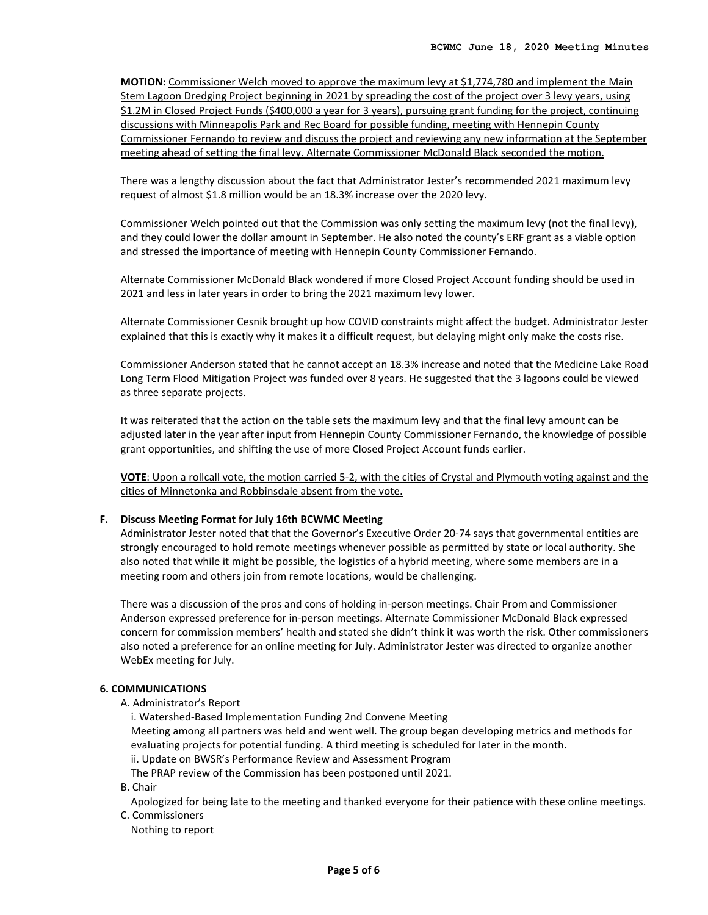**MOTION:** Commissioner Welch moved to approve the maximum levy at $1,774,780 and implement the Main Stem Lagoon Dredging Project beginning in 2021 by spreading the cost of the project over 3 levy years, using $1.2M in Closed Project Funds ($400,000 a year for 3 years), pursuing grant funding for the project, continuing discussions with Minneapolis Park and Rec Board for possible funding, meeting with Hennepin County Commissioner Fernando to review and discuss the project and reviewing any new information at the September meeting ahead of setting the final levy. Alternate Commissioner McDonald Black seconded the motion.

There was a lengthy discussion about the fact that Administrator Jester's recommended 2021 maximum levy request of almost $1.8 million would be an 18.3% increase over the 2020 levy.

Commissioner Welch pointed out that the Commission was only setting the maximum levy (not the final levy), and they could lower the dollar amount in September. He also noted the county's ERF grant as a viable option and stressed the importance of meeting with Hennepin County Commissioner Fernando.

Alternate Commissioner McDonald Black wondered if more Closed Project Account funding should be used in 2021 and less in later years in order to bring the 2021 maximum levy lower.

Alternate Commissioner Cesnik brought up how COVID constraints might affect the budget. Administrator Jester explained that this is exactly why it makes it a difficult request, but delaying might only make the costs rise.

Commissioner Anderson stated that he cannot accept an 18.3% increase and noted that the Medicine Lake Road Long Term Flood Mitigation Project was funded over 8 years. He suggested that the 3 lagoons could be viewed as three separate projects.

It was reiterated that the action on the table sets the maximum levy and that the final levy amount can be adjusted later in the year after input from Hennepin County Commissioner Fernando, the knowledge of possible grant opportunities, and shifting the use of more Closed Project Account funds earlier.

**VOTE**: Upon a rollcall vote, the motion carried 5-2, with the cities of Crystal and Plymouth voting against and the cities of Minnetonka and Robbinsdale absent from the vote.

**F. Discuss Meeting Format for July 16th BCWMC Meeting**

Administrator Jester noted that that the Governor's Executive Order 20-74 says that governmental entities are strongly encouraged to hold remote meetings whenever possible as permitted by state or local authority. She also noted that while it might be possible, the logistics of a hybrid meeting, where some members are in a meeting room and others join from remote locations, would be challenging.

There was a discussion of the pros and cons of holding in-person meetings. Chair Prom and Commissioner Anderson expressed preference for in-person meetings. Alternate Commissioner McDonald Black expressed concern for commission members' health and stated she didn't think it was worth the risk. Other commissioners also noted a preference for an online meeting for July. Administrator Jester was directed to organize another WebEx meeting for July.

**6. COMMUNICATIONS**

A. Administrator's Report

i. Watershed-Based Implementation Funding 2nd Convene Meeting

Meeting among all partners was held and went well. The group began developing metrics and methods for evaluating projects for potential funding. A third meeting is scheduled for later in the month.

ii. Update on BWSR's Performance Review and Assessment Program

The PRAP review of the Commission has been postponed until 2021.

B. Chair

Apologized for being late to the meeting and thanked everyone for their patience with these online meetings.

C. Commissioners

Nothing to report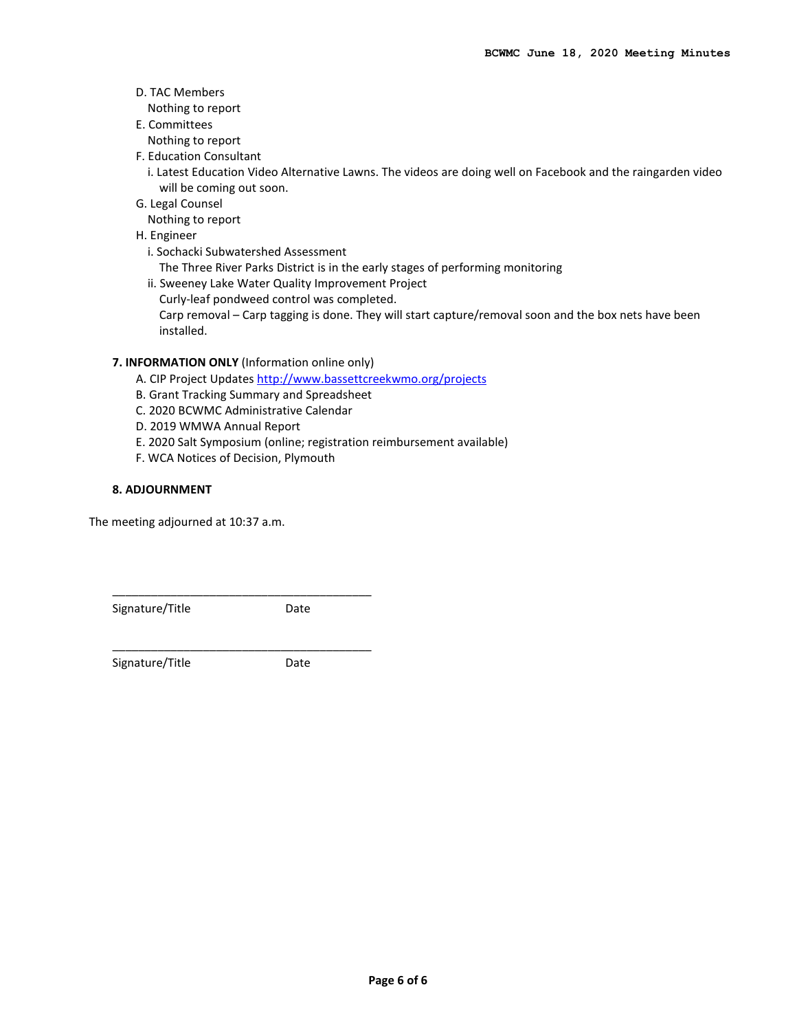D. TAC Members
   Nothing to report

E. Committees
   Nothing to report

F. Education Consultant
   i. Latest Education Video Alternative Lawns. The videos are doing well on Facebook and the raingarden video will be coming out soon.

G. Legal Counsel
   Nothing to report

H. Engineer
   i. Sochacki Subwatershed Assessment
      The Three River Parks District is in the early stages of performing monitoring
   ii. Sweeney Lake Water Quality Improvement Project
      Curly-leaf pondweed control was completed.
      Carp removal – Carp tagging is done. They will start capture/removal soon and the box nets have been installed.

**7. INFORMATION ONLY** (Information online only)

A. CIP Project Updates http://www.bassettcreekwmo.org/projects
B. Grant Tracking Summary and Spreadsheet
C. 2020 BCWMC Administrative Calendar
D. 2019 WMWA Annual Report
E. 2020 Salt Symposium (online; registration reimbursement available)
F. WCA Notices of Decision, Plymouth

**8. ADJOURNMENT**

The meeting adjourned at 10:37 a.m.

\_\_\_\_\_\_\_\_\_\_\_\_\_\_\_\_\_\_\_\_\_\_\_\_\_\_\_\_\_\_\_\_\_\_\_\_\_\_\_\_

Signature/Title                    Date

\_\_\_\_\_\_\_\_\_\_\_\_\_\_\_\_\_\_\_\_\_\_\_\_\_\_\_\_\_\_\_\_\_\_\_\_\_\_\_\_

Signature/Title                    Date